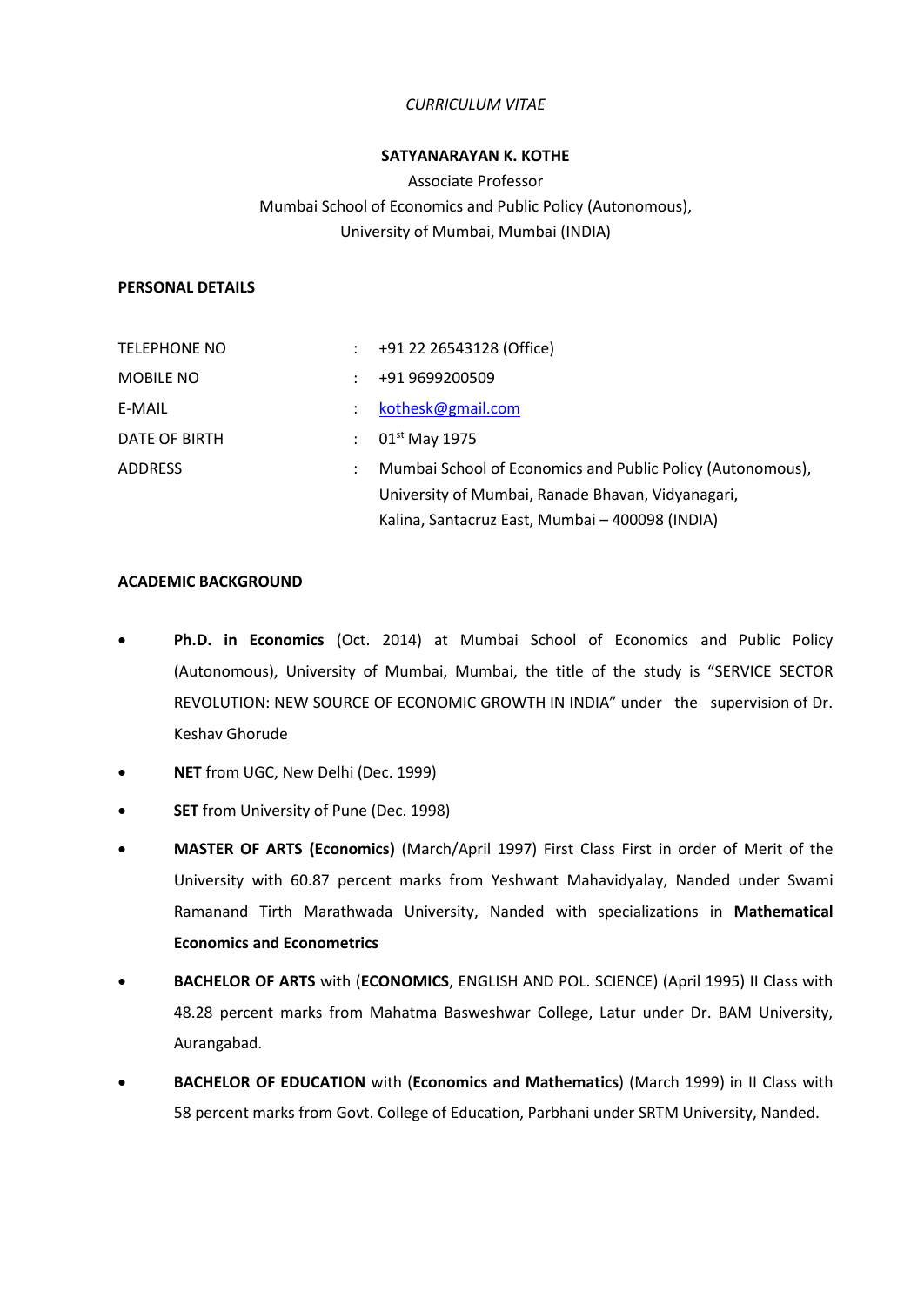*CURRICULUM VITAE*

**SATYANARAYAN K. KOTHE**

Associate Professor

Mumbai School of Economics and Public Policy (Autonomous),

University of Mumbai, Mumbai (INDIA)

**PERSONAL DETAILS**

| | | |
|---|---|---|
| TELEPHONE NO | : | +91 22 26543128 (Office) |
| MOBILE NO | : | +91 9699200509 |
| E-MAIL | : | kothesk@gmail.com |
| DATE OF BIRTH | : | 01st May 1975 |
| ADDRESS | : | Mumbai School of Economics and Public Policy (Autonomous), University of Mumbai, Ranade Bhavan, Vidyanagari, Kalina, Santacruz East, Mumbai – 400098 (INDIA) |

**ACADEMIC BACKGROUND**

- **Ph.D. in Economics** (Oct. 2014) at Mumbai School of Economics and Public Policy (Autonomous), University of Mumbai, Mumbai, the title of the study is "SERVICE SECTOR REVOLUTION: NEW SOURCE OF ECONOMIC GROWTH IN INDIA" under the supervision of Dr. Keshav Ghorude
- **NET** from UGC, New Delhi (Dec. 1999)
- **SET** from University of Pune (Dec. 1998)
- **MASTER OF ARTS (Economics)** (March/April 1997) First Class First in order of Merit of the University with 60.87 percent marks from Yeshwant Mahavidyalay, Nanded under Swami Ramanand Tirth Marathwada University, Nanded with specializations in **Mathematical Economics and Econometrics**
- **BACHELOR OF ARTS** with (**ECONOMICS**, ENGLISH AND POL. SCIENCE) (April 1995) II Class with 48.28 percent marks from Mahatma Basweshwar College, Latur under Dr. BAM University, Aurangabad.
- **BACHELOR OF EDUCATION** with (**Economics and Mathematics**) (March 1999) in II Class with 58 percent marks from Govt. College of Education, Parbhani under SRTM University, Nanded.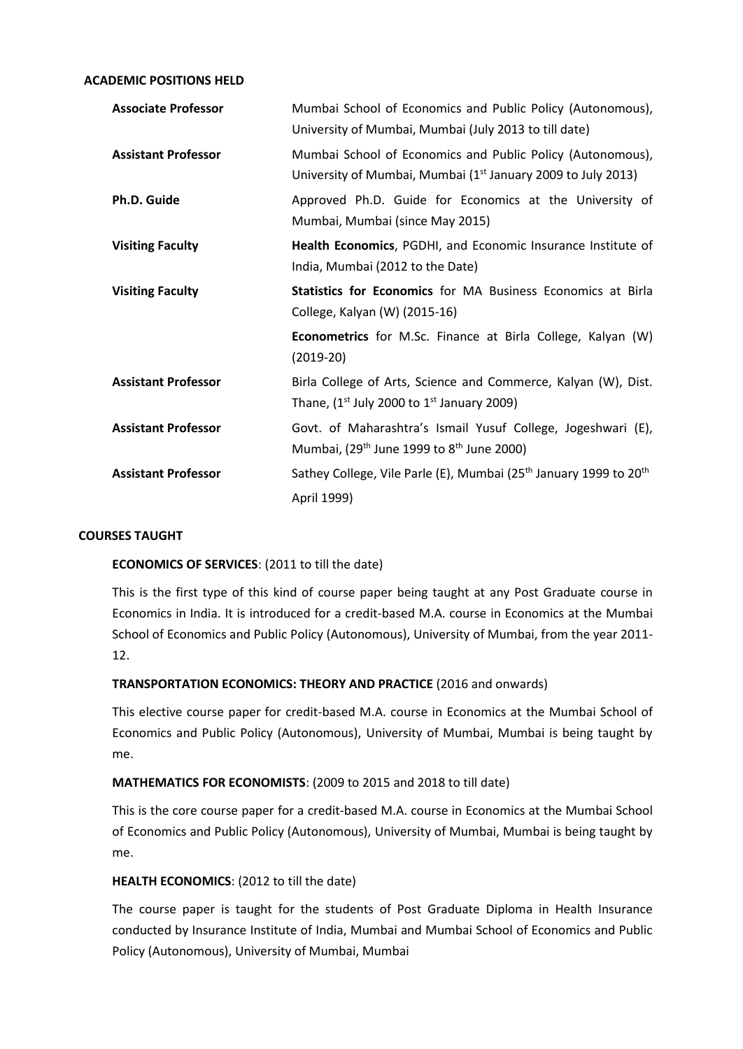## ACADEMIC POSITIONS HELD

| | |
|---|---|
| **Associate Professor** | Mumbai School of Economics and Public Policy (Autonomous), University of Mumbai, Mumbai (July 2013 to till date) |
| **Assistant Professor** | Mumbai School of Economics and Public Policy (Autonomous), University of Mumbai, Mumbai (1st January 2009 to July 2013) |
| **Ph.D. Guide** | Approved Ph.D. Guide for Economics at the University of Mumbai, Mumbai (since May 2015) |
| **Visiting Faculty** | **Health Economics**, PGDHI, and Economic Insurance Institute of India, Mumbai (2012 to the Date) |
| **Visiting Faculty** | **Statistics for Economics** for MA Business Economics at Birla College, Kalyan (W) (2015-16) |
| | **Econometrics** for M.Sc. Finance at Birla College, Kalyan (W) (2019-20) |
| **Assistant Professor** | Birla College of Arts, Science and Commerce, Kalyan (W), Dist. Thane, (1st July 2000 to 1st January 2009) |
| **Assistant Professor** | Govt. of Maharashtra's Ismail Yusuf College, Jogeshwari (E), Mumbai, (29th June 1999 to 8th June 2000) |
| **Assistant Professor** | Sathey College, Vile Parle (E), Mumbai (25th January 1999 to 20th April 1999) |

## COURSES TAUGHT

**ECONOMICS OF SERVICES**: (2011 to till the date)

This is the first type of this kind of course paper being taught at any Post Graduate course in Economics in India. It is introduced for a credit-based M.A. course in Economics at the Mumbai School of Economics and Public Policy (Autonomous), University of Mumbai, from the year 2011-12.

**TRANSPORTATION ECONOMICS: THEORY AND PRACTICE** (2016 and onwards)

This elective course paper for credit-based M.A. course in Economics at the Mumbai School of Economics and Public Policy (Autonomous), University of Mumbai, Mumbai is being taught by me.

**MATHEMATICS FOR ECONOMISTS**: (2009 to 2015 and 2018 to till date)

This is the core course paper for a credit-based M.A. course in Economics at the Mumbai School of Economics and Public Policy (Autonomous), University of Mumbai, Mumbai is being taught by me.

**HEALTH ECONOMICS**: (2012 to till the date)

The course paper is taught for the students of Post Graduate Diploma in Health Insurance conducted by Insurance Institute of India, Mumbai and Mumbai School of Economics and Public Policy (Autonomous), University of Mumbai, Mumbai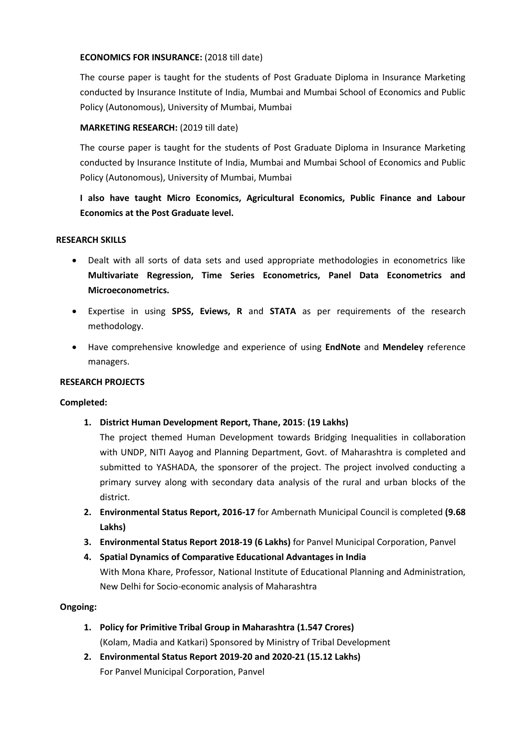**ECONOMICS FOR INSURANCE:** (2018 till date)

The course paper is taught for the students of Post Graduate Diploma in Insurance Marketing conducted by Insurance Institute of India, Mumbai and Mumbai School of Economics and Public Policy (Autonomous), University of Mumbai, Mumbai

**MARKETING RESEARCH:** (2019 till date)

The course paper is taught for the students of Post Graduate Diploma in Insurance Marketing conducted by Insurance Institute of India, Mumbai and Mumbai School of Economics and Public Policy (Autonomous), University of Mumbai, Mumbai

**I also have taught Micro Economics, Agricultural Economics, Public Finance and Labour Economics at the Post Graduate level.**

**RESEARCH SKILLS**

- Dealt with all sorts of data sets and used appropriate methodologies in econometrics like **Multivariate Regression, Time Series Econometrics, Panel Data Econometrics and Microeconometrics.**
- Expertise in using **SPSS, Eviews, R** and **STATA** as per requirements of the research methodology.
- Have comprehensive knowledge and experience of using **EndNote** and **Mendeley** reference managers.

**RESEARCH PROJECTS**

**Completed:**

1. **District Human Development Report, Thane, 2015**: **(19 Lakhs)**
   The project themed Human Development towards Bridging Inequalities in collaboration with UNDP, NITI Aayog and Planning Department, Govt. of Maharashtra is completed and submitted to YASHADA, the sponsorer of the project. The project involved conducting a primary survey along with secondary data analysis of the rural and urban blocks of the district.
2. **Environmental Status Report, 2016-17** for Ambernath Municipal Council is completed **(9.68 Lakhs)**
3. **Environmental Status Report 2018-19 (6 Lakhs)** for Panvel Municipal Corporation, Panvel
4. **Spatial Dynamics of Comparative Educational Advantages in India**
   With Mona Khare, Professor, National Institute of Educational Planning and Administration, New Delhi for Socio-economic analysis of Maharashtra

**Ongoing:**

1. **Policy for Primitive Tribal Group in Maharashtra (1.547 Crores)**
   (Kolam, Madia and Katkari) Sponsored by Ministry of Tribal Development
2. **Environmental Status Report 2019-20 and 2020-21 (15.12 Lakhs)**
   For Panvel Municipal Corporation, Panvel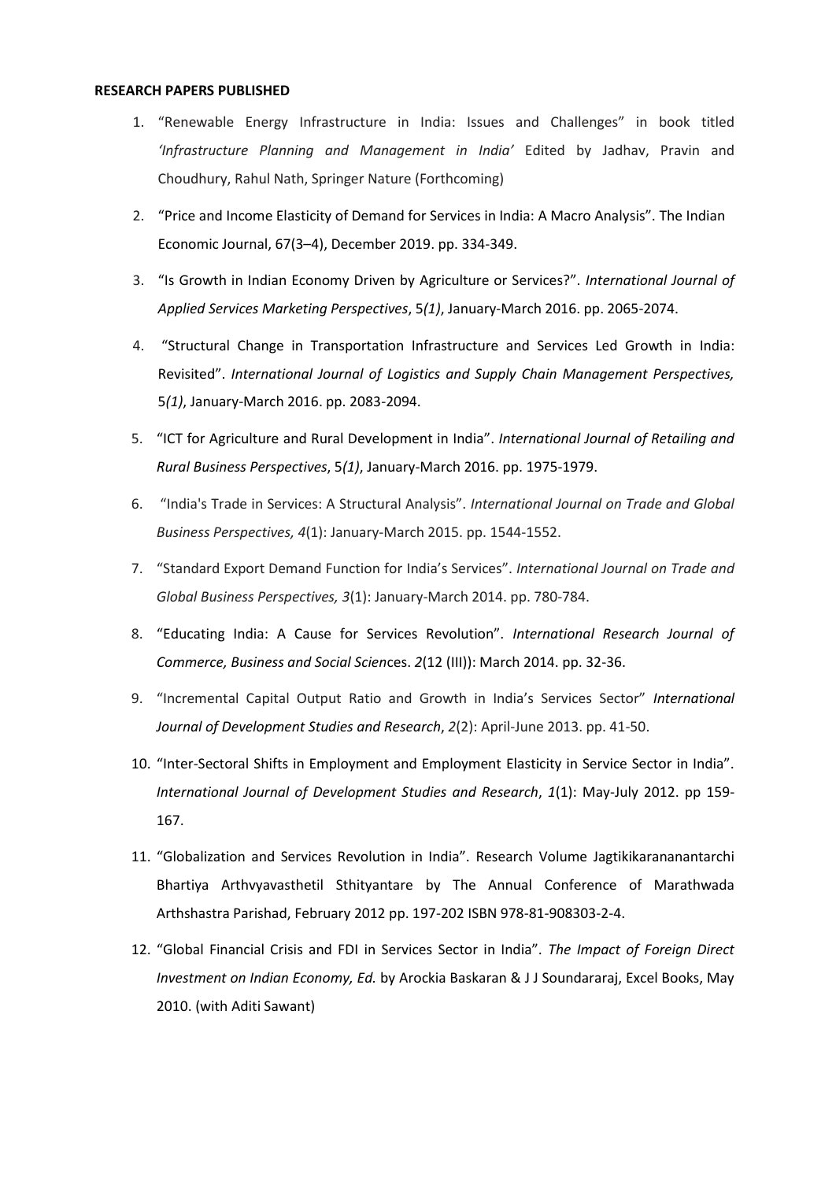**RESEARCH PAPERS PUBLISHED**

1. "Renewable Energy Infrastructure in India: Issues and Challenges" in book titled *'Infrastructure Planning and Management in India'* Edited by Jadhav, Pravin and Choudhury, Rahul Nath, Springer Nature (Forthcoming)
2. "Price and Income Elasticity of Demand for Services in India: A Macro Analysis". The Indian Economic Journal, 67(3–4), December 2019. pp. 334-349.
3. "Is Growth in Indian Economy Driven by Agriculture or Services?". *International Journal of Applied Services Marketing Perspectives*, 5*(1)*, January-March 2016. pp. 2065-2074.
4. "Structural Change in Transportation Infrastructure and Services Led Growth in India: Revisited". *International Journal of Logistics and Supply Chain Management Perspectives,* 5*(1)*, January-March 2016. pp. 2083-2094.
5. "ICT for Agriculture and Rural Development in India". *International Journal of Retailing and Rural Business Perspectives*, 5*(1)*, January-March 2016. pp. 1975-1979.
6. "India's Trade in Services: A Structural Analysis". *International Journal on Trade and Global Business Perspectives, 4*(1): January-March 2015. pp. 1544-1552.
7. "Standard Export Demand Function for India's Services". *International Journal on Trade and Global Business Perspectives, 3*(1): January-March 2014. pp. 780-784.
8. "Educating India: A Cause for Services Revolution". *International Research Journal of Commerce, Business and Social Scien*ces. *2*(12 (III)): March 2014. pp. 32-36.
9. "Incremental Capital Output Ratio and Growth in India's Services Sector" *International Journal of Development Studies and Research*, *2*(2): April-June 2013. pp. 41-50.
10. "Inter-Sectoral Shifts in Employment and Employment Elasticity in Service Sector in India". *International Journal of Development Studies and Research*, *1*(1): May-July 2012. pp 159-167.
11. "Globalization and Services Revolution in India". Research Volume Jagtikikarananantarchi Bhartiya Arthvyavasthetil Sthityantare by The Annual Conference of Marathwada Arthshastra Parishad, February 2012 pp. 197-202 ISBN 978-81-908303-2-4.
12. "Global Financial Crisis and FDI in Services Sector in India". *The Impact of Foreign Direct Investment on Indian Economy, Ed.* by Arockia Baskaran & J J Soundararaj, Excel Books, May 2010. (with Aditi Sawant)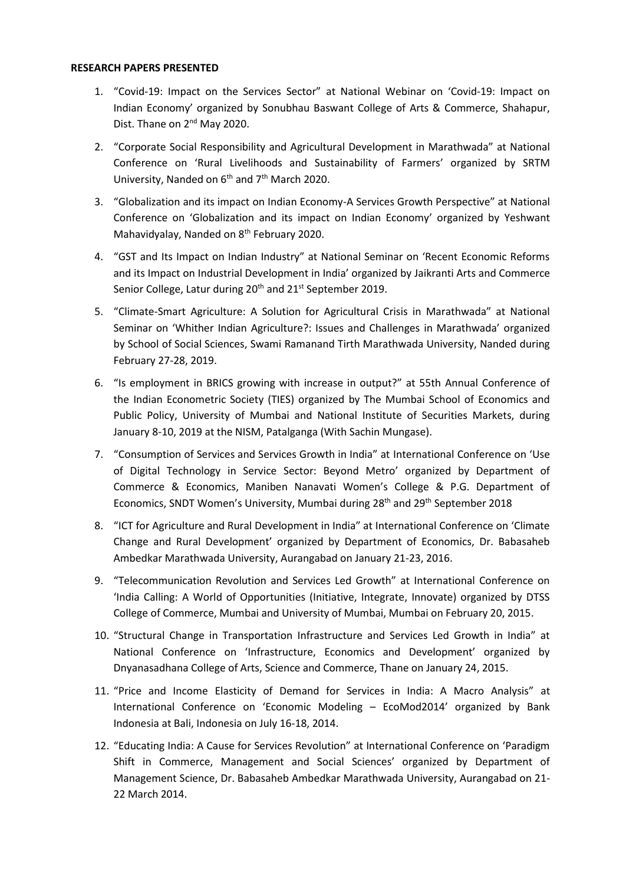**RESEARCH PAPERS PRESENTED**

1. "Covid-19: Impact on the Services Sector" at National Webinar on 'Covid-19: Impact on Indian Economy' organized by Sonubhau Baswant College of Arts & Commerce, Shahapur, Dist. Thane on 2nd May 2020.
2. "Corporate Social Responsibility and Agricultural Development in Marathwada" at National Conference on 'Rural Livelihoods and Sustainability of Farmers' organized by SRTM University, Nanded on 6th and 7th March 2020.
3. "Globalization and its impact on Indian Economy-A Services Growth Perspective" at National Conference on 'Globalization and its impact on Indian Economy' organized by Yeshwant Mahavidyalay, Nanded on 8th February 2020.
4. "GST and Its Impact on Indian Industry" at National Seminar on 'Recent Economic Reforms and its Impact on Industrial Development in India' organized by Jaikranti Arts and Commerce Senior College, Latur during 20th and 21st September 2019.
5. "Climate-Smart Agriculture: A Solution for Agricultural Crisis in Marathwada" at National Seminar on 'Whither Indian Agriculture?: Issues and Challenges in Marathwada' organized by School of Social Sciences, Swami Ramanand Tirth Marathwada University, Nanded during February 27-28, 2019.
6. "Is employment in BRICS growing with increase in output?" at 55th Annual Conference of the Indian Econometric Society (TIES) organized by The Mumbai School of Economics and Public Policy, University of Mumbai and National Institute of Securities Markets, during January 8-10, 2019 at the NISM, Patalganga (With Sachin Mungase).
7. "Consumption of Services and Services Growth in India" at International Conference on 'Use of Digital Technology in Service Sector: Beyond Metro' organized by Department of Commerce & Economics, Maniben Nanavati Women's College & P.G. Department of Economics, SNDT Women's University, Mumbai during 28th and 29th September 2018
8. "ICT for Agriculture and Rural Development in India" at International Conference on 'Climate Change and Rural Development' organized by Department of Economics, Dr. Babasaheb Ambedkar Marathwada University, Aurangabad on January 21-23, 2016.
9. "Telecommunication Revolution and Services Led Growth" at International Conference on 'India Calling: A World of Opportunities (Initiative, Integrate, Innovate) organized by DTSS College of Commerce, Mumbai and University of Mumbai, Mumbai on February 20, 2015.
10. "Structural Change in Transportation Infrastructure and Services Led Growth in India" at National Conference on 'Infrastructure, Economics and Development' organized by Dnyanasadhana College of Arts, Science and Commerce, Thane on January 24, 2015.
11. "Price and Income Elasticity of Demand for Services in India: A Macro Analysis" at International Conference on 'Economic Modeling – EcoMod2014' organized by Bank Indonesia at Bali, Indonesia on July 16-18, 2014.
12. "Educating India: A Cause for Services Revolution" at International Conference on 'Paradigm Shift in Commerce, Management and Social Sciences' organized by Department of Management Science, Dr. Babasaheb Ambedkar Marathwada University, Aurangabad on 21-22 March 2014.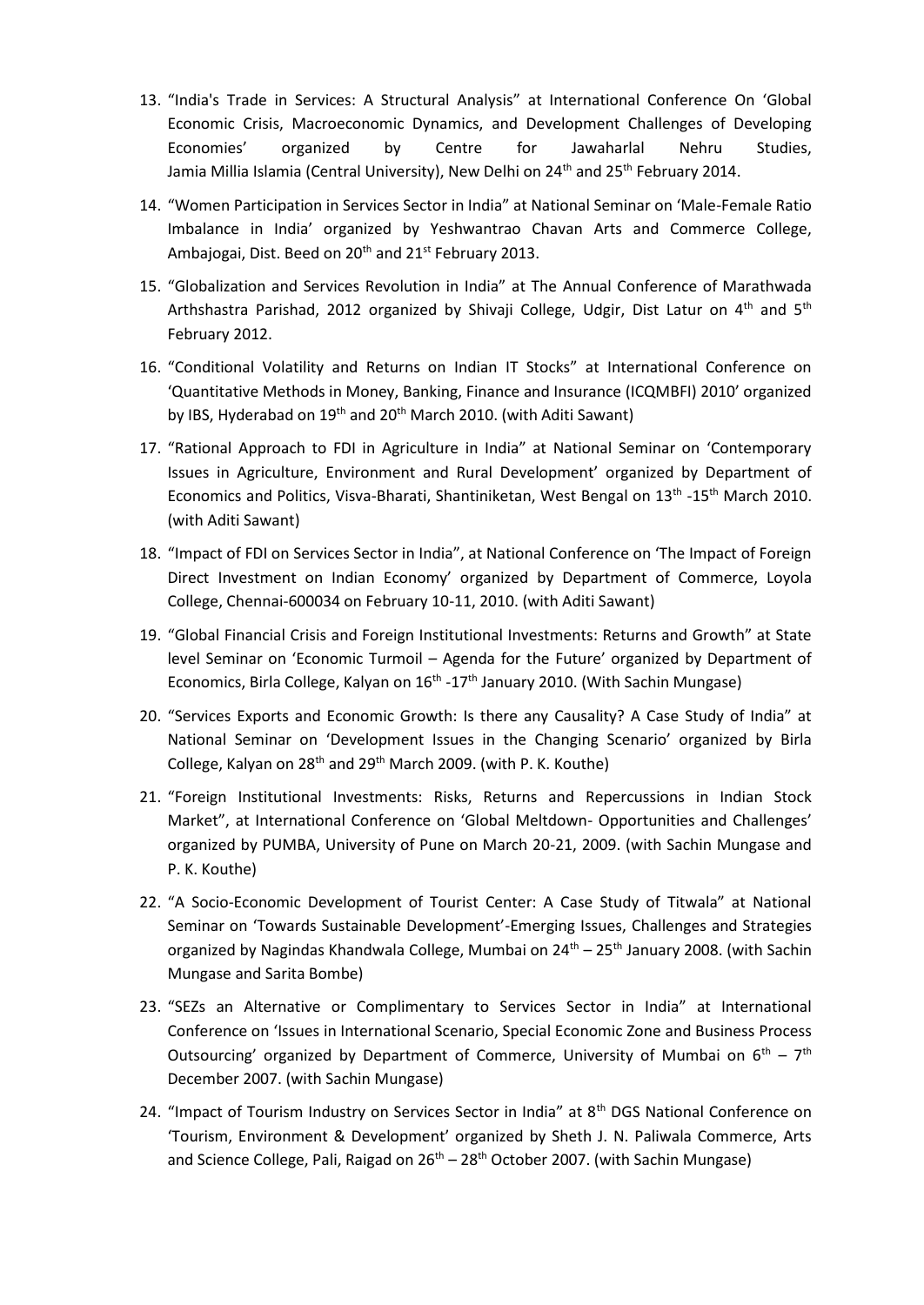13. "India's Trade in Services: A Structural Analysis" at International Conference On 'Global Economic Crisis, Macroeconomic Dynamics, and Development Challenges of Developing Economies' organized by Centre for Jawaharlal Nehru Studies, Jamia Millia Islamia (Central University), New Delhi on 24th and 25th February 2014.
14. "Women Participation in Services Sector in India" at National Seminar on 'Male-Female Ratio Imbalance in India' organized by Yeshwantrao Chavan Arts and Commerce College, Ambajogai, Dist. Beed on 20th and 21st February 2013.
15. "Globalization and Services Revolution in India" at The Annual Conference of Marathwada Arthshastra Parishad, 2012 organized by Shivaji College, Udgir, Dist Latur on 4th and 5th February 2012.
16. "Conditional Volatility and Returns on Indian IT Stocks" at International Conference on 'Quantitative Methods in Money, Banking, Finance and Insurance (ICQMBFI) 2010' organized by IBS, Hyderabad on 19th and 20th March 2010. (with Aditi Sawant)
17. "Rational Approach to FDI in Agriculture in India" at National Seminar on 'Contemporary Issues in Agriculture, Environment and Rural Development' organized by Department of Economics and Politics, Visva-Bharati, Shantiniketan, West Bengal on 13th -15th March 2010. (with Aditi Sawant)
18. "Impact of FDI on Services Sector in India", at National Conference on 'The Impact of Foreign Direct Investment on Indian Economy' organized by Department of Commerce, Loyola College, Chennai-600034 on February 10-11, 2010. (with Aditi Sawant)
19. "Global Financial Crisis and Foreign Institutional Investments: Returns and Growth" at State level Seminar on 'Economic Turmoil – Agenda for the Future' organized by Department of Economics, Birla College, Kalyan on 16th -17th January 2010. (With Sachin Mungase)
20. "Services Exports and Economic Growth: Is there any Causality? A Case Study of India" at National Seminar on 'Development Issues in the Changing Scenario' organized by Birla College, Kalyan on 28th and 29th March 2009. (with P. K. Kouthe)
21. "Foreign Institutional Investments: Risks, Returns and Repercussions in Indian Stock Market", at International Conference on 'Global Meltdown- Opportunities and Challenges' organized by PUMBA, University of Pune on March 20-21, 2009. (with Sachin Mungase and P. K. Kouthe)
22. "A Socio-Economic Development of Tourist Center: A Case Study of Titwala" at National Seminar on 'Towards Sustainable Development'-Emerging Issues, Challenges and Strategies organized by Nagindas Khandwala College, Mumbai on 24th – 25th January 2008. (with Sachin Mungase and Sarita Bombe)
23. "SEZs an Alternative or Complimentary to Services Sector in India" at International Conference on 'Issues in International Scenario, Special Economic Zone and Business Process Outsourcing' organized by Department of Commerce, University of Mumbai on 6th – 7th December 2007. (with Sachin Mungase)
24. "Impact of Tourism Industry on Services Sector in India" at 8th DGS National Conference on 'Tourism, Environment & Development' organized by Sheth J. N. Paliwala Commerce, Arts and Science College, Pali, Raigad on 26th – 28th October 2007. (with Sachin Mungase)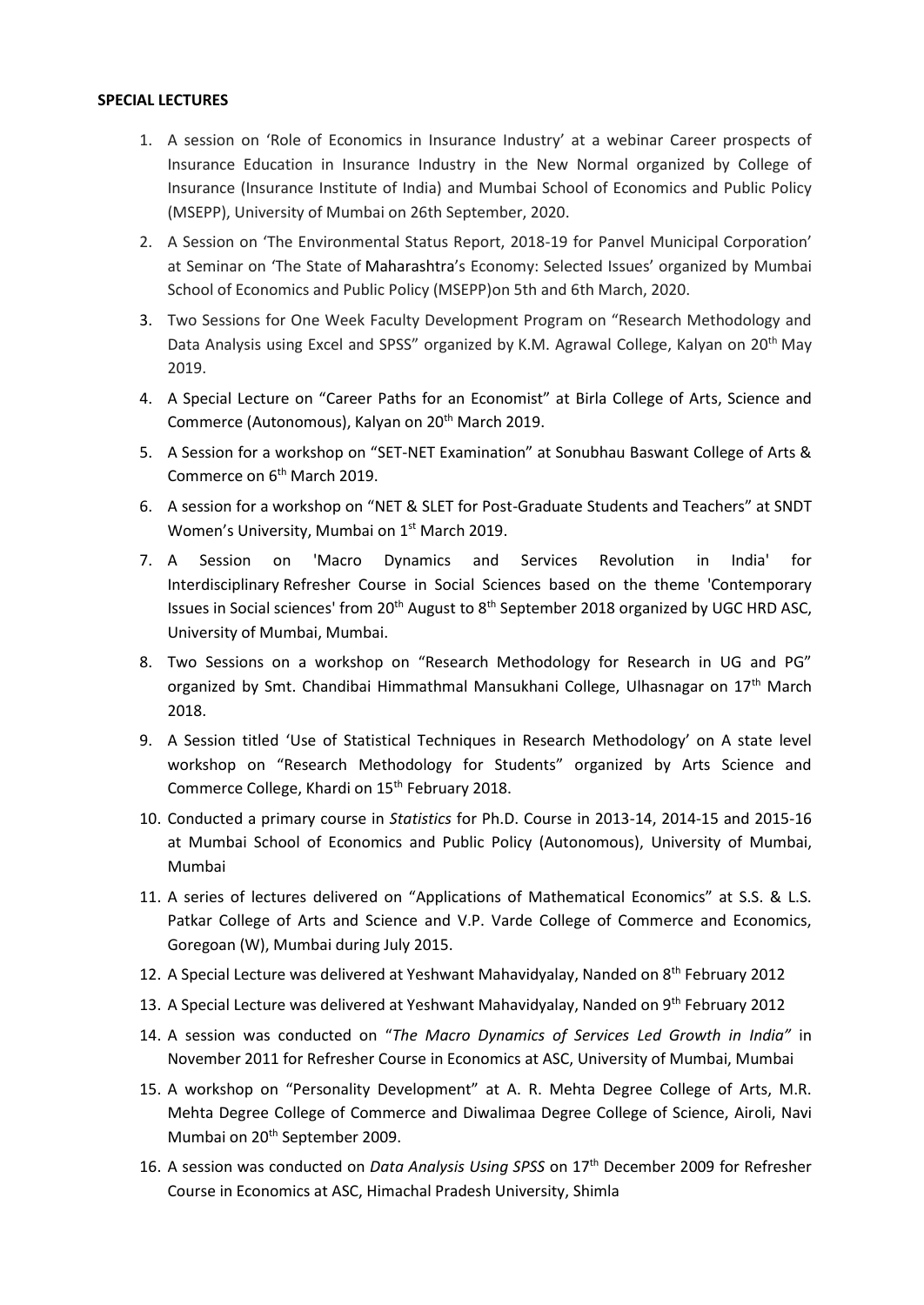**SPECIAL LECTURES**

1. A session on 'Role of Economics in Insurance Industry' at a webinar Career prospects of Insurance Education in Insurance Industry in the New Normal organized by College of Insurance (Insurance Institute of India) and Mumbai School of Economics and Public Policy (MSEPP), University of Mumbai on 26th September, 2020.
2. A Session on 'The Environmental Status Report, 2018-19 for Panvel Municipal Corporation' at Seminar on 'The State of Maharashtra's Economy: Selected Issues' organized by Mumbai School of Economics and Public Policy (MSEPP)on 5th and 6th March, 2020.
3. Two Sessions for One Week Faculty Development Program on "Research Methodology and Data Analysis using Excel and SPSS" organized by K.M. Agrawal College, Kalyan on 20th May 2019.
4. A Special Lecture on "Career Paths for an Economist" at Birla College of Arts, Science and Commerce (Autonomous), Kalyan on 20th March 2019.
5. A Session for a workshop on "SET-NET Examination" at Sonubhau Baswant College of Arts & Commerce on 6th March 2019.
6. A session for a workshop on "NET & SLET for Post-Graduate Students and Teachers" at SNDT Women's University, Mumbai on 1st March 2019.
7. A Session on 'Macro Dynamics and Services Revolution in India' for Interdisciplinary Refresher Course in Social Sciences based on the theme 'Contemporary Issues in Social sciences' from 20th August to 8th September 2018 organized by UGC HRD ASC, University of Mumbai, Mumbai.
8. Two Sessions on a workshop on "Research Methodology for Research in UG and PG" organized by Smt. Chandibai Himmathmal Mansukhani College, Ulhasnagar on 17th March 2018.
9. A Session titled 'Use of Statistical Techniques in Research Methodology' on A state level workshop on "Research Methodology for Students" organized by Arts Science and Commerce College, Khardi on 15th February 2018.
10. Conducted a primary course in *Statistics* for Ph.D. Course in 2013-14, 2014-15 and 2015-16 at Mumbai School of Economics and Public Policy (Autonomous), University of Mumbai, Mumbai
11. A series of lectures delivered on "Applications of Mathematical Economics" at S.S. & L.S. Patkar College of Arts and Science and V.P. Varde College of Commerce and Economics, Goregoan (W), Mumbai during July 2015.
12. A Special Lecture was delivered at Yeshwant Mahavidyalay, Nanded on 8th February 2012
13. A Special Lecture was delivered at Yeshwant Mahavidyalay, Nanded on 9th February 2012
14. A session was conducted on "*The Macro Dynamics of Services Led Growth in India"* in November 2011 for Refresher Course in Economics at ASC, University of Mumbai, Mumbai
15. A workshop on "Personality Development" at A. R. Mehta Degree College of Arts, M.R. Mehta Degree College of Commerce and Diwalimaa Degree College of Science, Airoli, Navi Mumbai on 20th September 2009.
16. A session was conducted on *Data Analysis Using SPSS* on 17th December 2009 for Refresher Course in Economics at ASC, Himachal Pradesh University, Shimla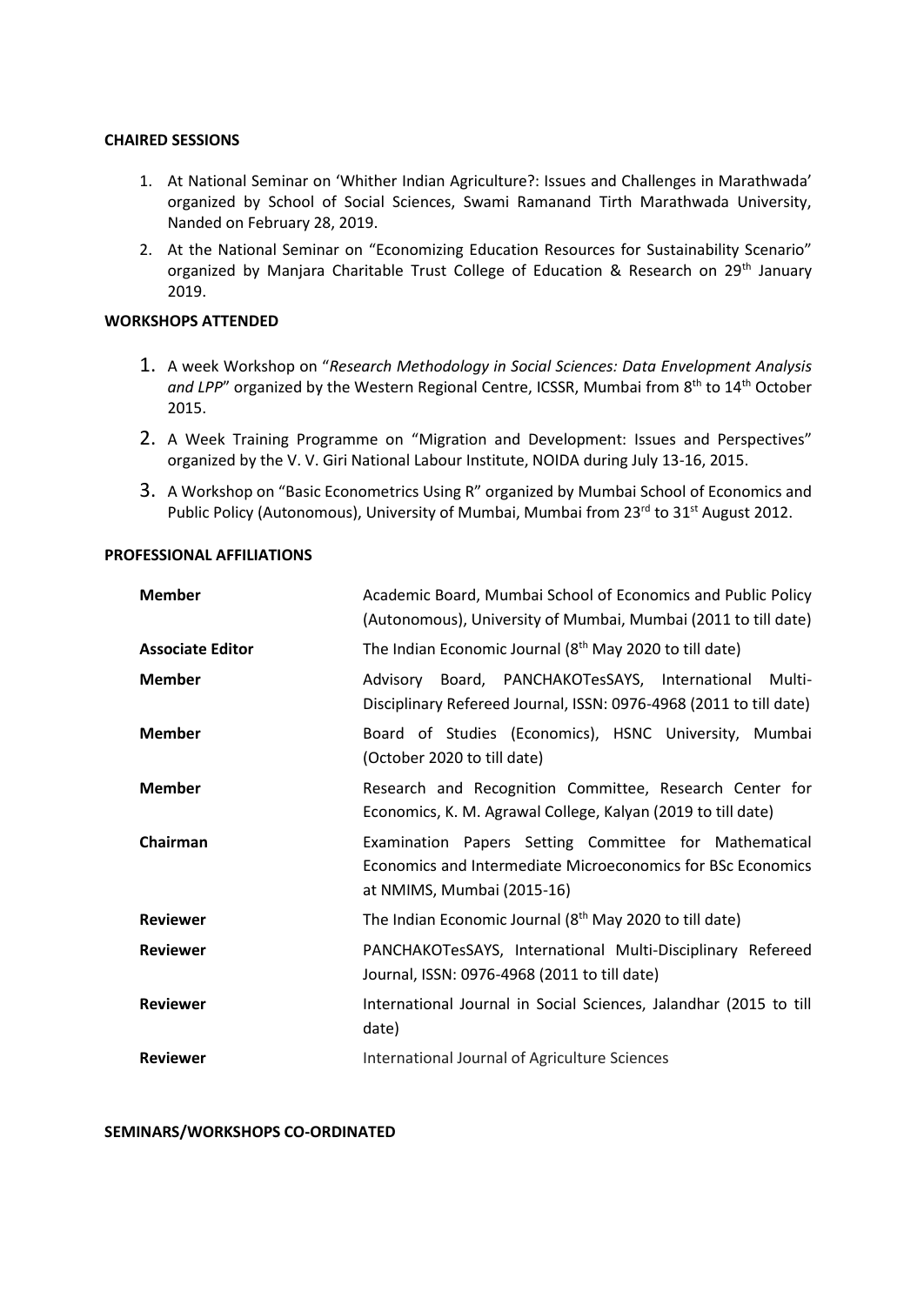**CHAIRED SESSIONS**

1. At National Seminar on 'Whither Indian Agriculture?: Issues and Challenges in Marathwada' organized by School of Social Sciences, Swami Ramanand Tirth Marathwada University, Nanded on February 28, 2019.
2. At the National Seminar on "Economizing Education Resources for Sustainability Scenario" organized by Manjara Charitable Trust College of Education & Research on 29th January 2019.

**WORKSHOPS ATTENDED**

1. A week Workshop on "*Research Methodology in Social Sciences: Data Envelopment Analysis and LPP*" organized by the Western Regional Centre, ICSSR, Mumbai from 8th to 14th October 2015.
2. A Week Training Programme on "Migration and Development: Issues and Perspectives" organized by the V. V. Giri National Labour Institute, NOIDA during July 13-16, 2015.
3. A Workshop on "Basic Econometrics Using R" organized by Mumbai School of Economics and Public Policy (Autonomous), University of Mumbai, Mumbai from 23rd to 31st August 2012.

**PROFESSIONAL AFFILIATIONS**

| | |
|---|---|
| **Member** | Academic Board, Mumbai School of Economics and Public Policy (Autonomous), University of Mumbai, Mumbai (2011 to till date) |
| **Associate Editor** | The Indian Economic Journal (8th May 2020 to till date) |
| **Member** | Advisory Board, PANCHAKOTesSAYS, International Multi-Disciplinary Refereed Journal, ISSN: 0976-4968 (2011 to till date) |
| **Member** | Board of Studies (Economics), HSNC University, Mumbai (October 2020 to till date) |
| **Member** | Research and Recognition Committee, Research Center for Economics, K. M. Agrawal College, Kalyan (2019 to till date) |
| **Chairman** | Examination Papers Setting Committee for Mathematical Economics and Intermediate Microeconomics for BSc Economics at NMIMS, Mumbai (2015-16) |
| **Reviewer** | The Indian Economic Journal (8th May 2020 to till date) |
| **Reviewer** | PANCHAKOTesSAYS, International Multi-Disciplinary Refereed Journal, ISSN: 0976-4968 (2011 to till date) |
| **Reviewer** | International Journal in Social Sciences, Jalandhar (2015 to till date) |
| **Reviewer** | International Journal of Agriculture Sciences |

**SEMINARS/WORKSHOPS CO-ORDINATED**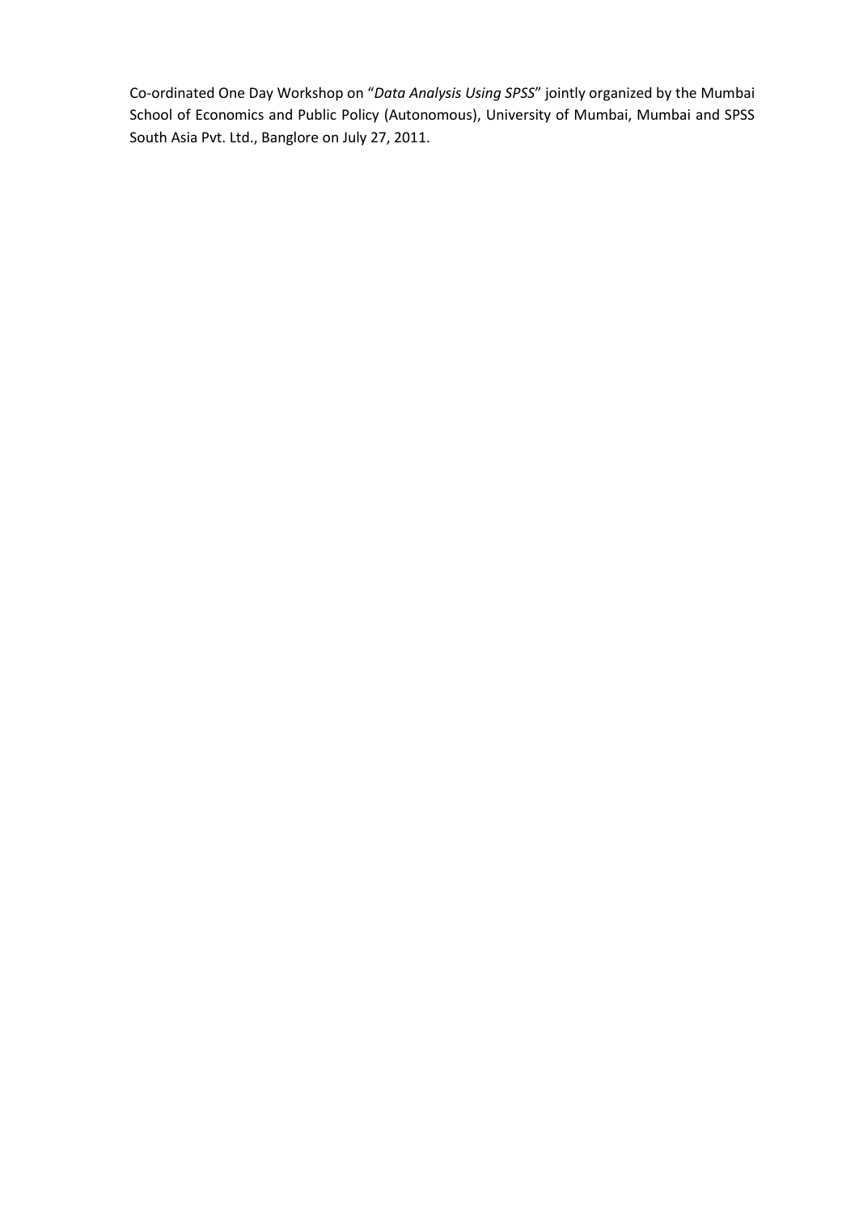Co-ordinated One Day Workshop on "*Data Analysis Using SPSS*" jointly organized by the Mumbai School of Economics and Public Policy (Autonomous), University of Mumbai, Mumbai and SPSS South Asia Pvt. Ltd., Banglore on July 27, 2011.